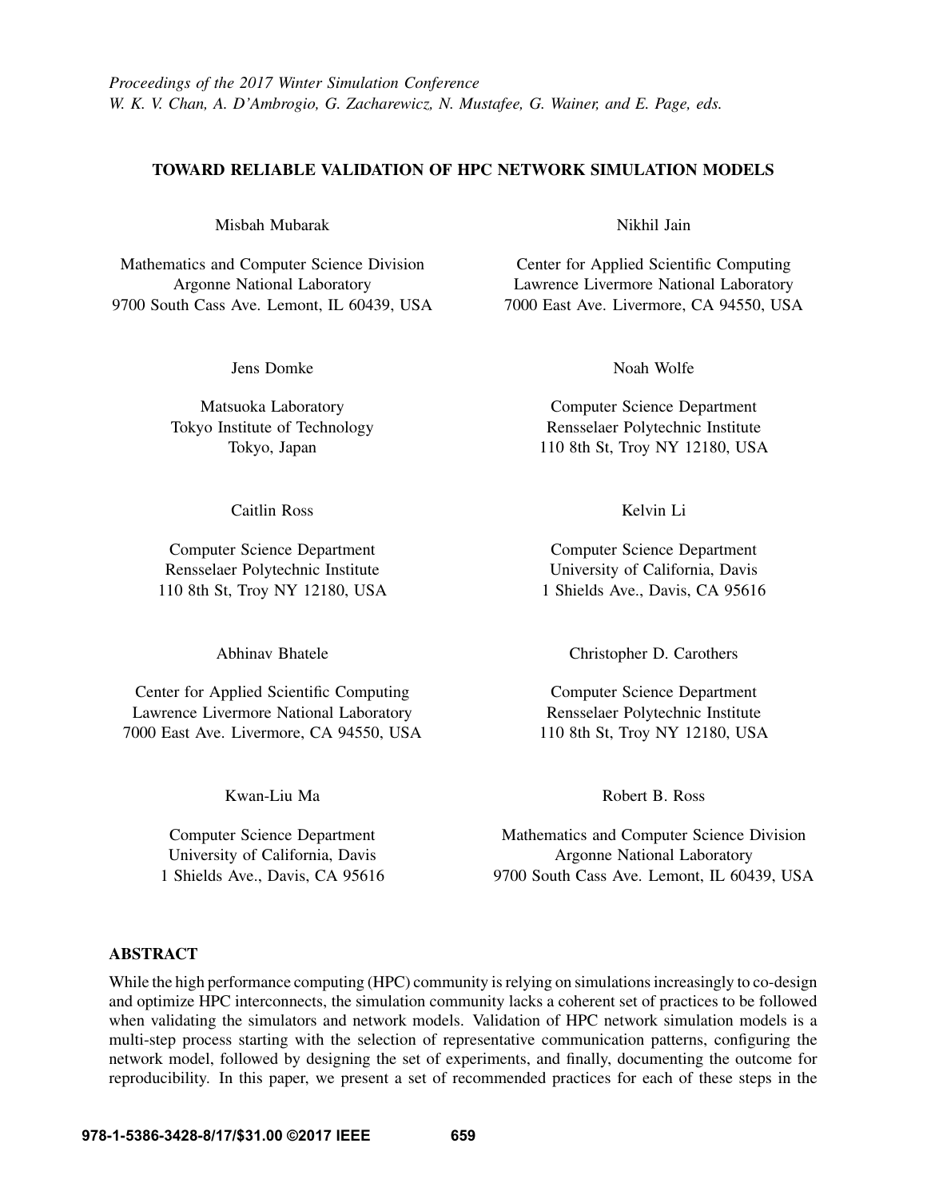*Proceedings of the 2017 Winter Simulation Conference*
*W. K. V. Chan, A. D'Ambrogio, G. Zacharewicz, N. Mustafee, G. Wainer, and E. Page, eds.*

# TOWARD RELIABLE VALIDATION OF HPC NETWORK SIMULATION MODELS

Misbah Mubarak

Mathematics and Computer Science Division
Argonne National Laboratory
9700 South Cass Ave. Lemont, IL 60439, USA

Nikhil Jain

Center for Applied Scientific Computing
Lawrence Livermore National Laboratory
7000 East Ave. Livermore, CA 94550, USA

Jens Domke

Matsuoka Laboratory
Tokyo Institute of Technology
Tokyo, Japan

Noah Wolfe

Computer Science Department
Rensselaer Polytechnic Institute
110 8th St, Troy NY 12180, USA

Caitlin Ross

Computer Science Department
Rensselaer Polytechnic Institute
110 8th St, Troy NY 12180, USA

Kelvin Li

Computer Science Department
University of California, Davis
1 Shields Ave., Davis, CA 95616

Abhinav Bhatele

Center for Applied Scientific Computing
Lawrence Livermore National Laboratory
7000 East Ave. Livermore, CA 94550, USA

Christopher D. Carothers

Computer Science Department
Rensselaer Polytechnic Institute
110 8th St, Troy NY 12180, USA

Kwan-Liu Ma

Computer Science Department
University of California, Davis
1 Shields Ave., Davis, CA 95616

Robert B. Ross

Mathematics and Computer Science Division
Argonne National Laboratory
9700 South Cass Ave. Lemont, IL 60439, USA

## ABSTRACT

While the high performance computing (HPC) community is relying on simulations increasingly to co-design and optimize HPC interconnects, the simulation community lacks a coherent set of practices to be followed when validating the simulators and network models. Validation of HPC network simulation models is a multi-step process starting with the selection of representative communication patterns, configuring the network model, followed by designing the set of experiments, and finally, documenting the outcome for reproducibility. In this paper, we present a set of recommended practices for each of these steps in the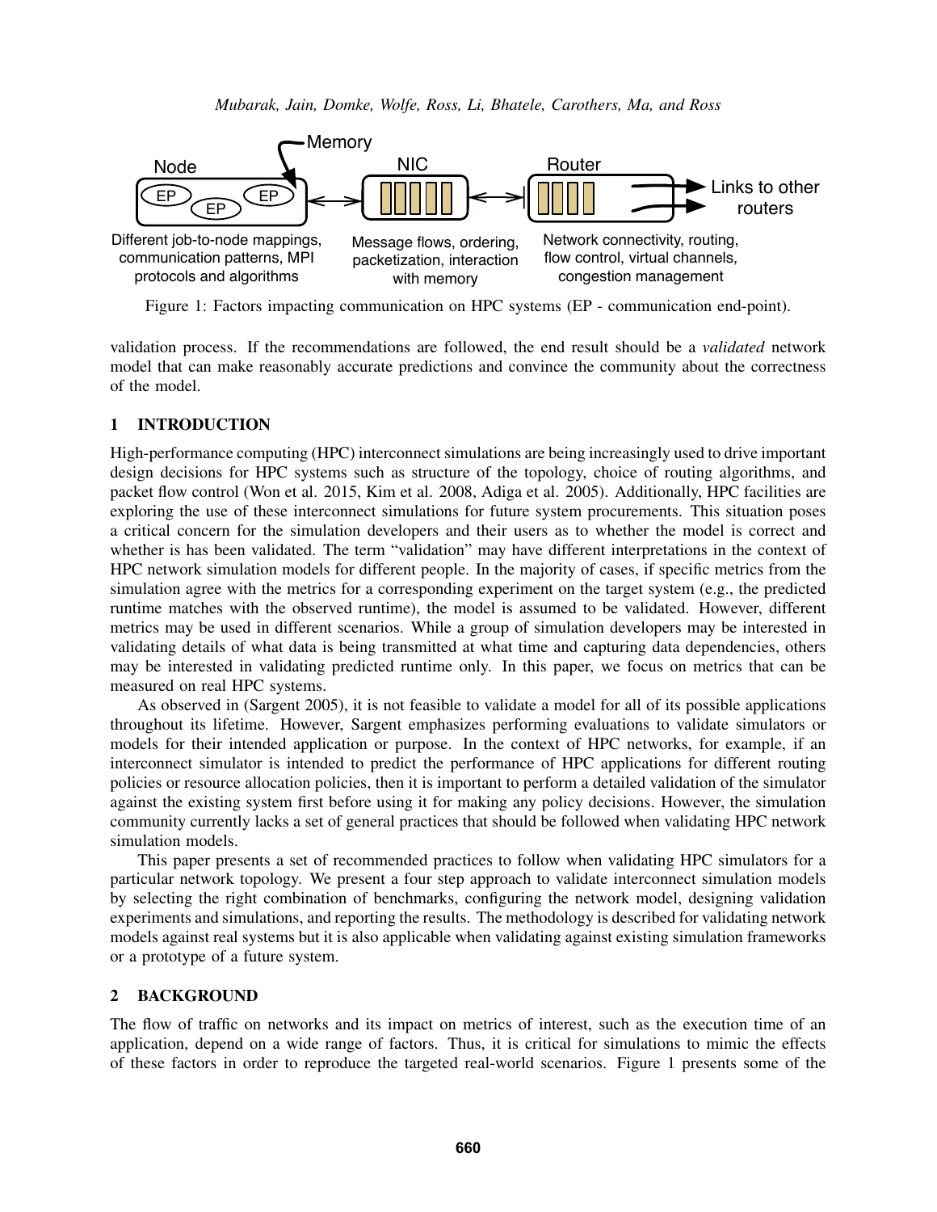Memory

Node

EP

EP

EP

NIC

Router

Links to other routers

Different job-to-node mappings, communication patterns, MPI protocols and algorithms

Message flows, ordering, packetization, interaction with memory

Network connectivity, routing, flow control, virtual channels, congestion management

Figure 1: Factors impacting communication on HPC systems (EP - communication end-point).

validation process. If the recommendations are followed, the end result should be a *validated* network model that can make reasonably accurate predictions and convince the community about the correctness of the model.

## 1 INTRODUCTION

High-performance computing (HPC) interconnect simulations are being increasingly used to drive important design decisions for HPC systems such as structure of the topology, choice of routing algorithms, and packet flow control (Won et al. 2015, Kim et al. 2008, Adiga et al. 2005). Additionally, HPC facilities are exploring the use of these interconnect simulations for future system procurements. This situation poses a critical concern for the simulation developers and their users as to whether the model is correct and whether is has been validated. The term "validation" may have different interpretations in the context of HPC network simulation models for different people. In the majority of cases, if specific metrics from the simulation agree with the metrics for a corresponding experiment on the target system (e.g., the predicted runtime matches with the observed runtime), the model is assumed to be validated. However, different metrics may be used in different scenarios. While a group of simulation developers may be interested in validating details of what data is being transmitted at what time and capturing data dependencies, others may be interested in validating predicted runtime only. In this paper, we focus on metrics that can be measured on real HPC systems.

As observed in (Sargent 2005), it is not feasible to validate a model for all of its possible applications throughout its lifetime. However, Sargent emphasizes performing evaluations to validate simulators or models for their intended application or purpose. In the context of HPC networks, for example, if an interconnect simulator is intended to predict the performance of HPC applications for different routing policies or resource allocation policies, then it is important to perform a detailed validation of the simulator against the existing system first before using it for making any policy decisions. However, the simulation community currently lacks a set of general practices that should be followed when validating HPC network simulation models.

This paper presents a set of recommended practices to follow when validating HPC simulators for a particular network topology. We present a four step approach to validate interconnect simulation models by selecting the right combination of benchmarks, configuring the network model, designing validation experiments and simulations, and reporting the results. The methodology is described for validating network models against real systems but it is also applicable when validating against existing simulation frameworks or a prototype of a future system.

## 2 BACKGROUND

The flow of traffic on networks and its impact on metrics of interest, such as the execution time of an application, depend on a wide range of factors. Thus, it is critical for simulations to mimic the effects of these factors in order to reproduce the targeted real-world scenarios. Figure 1 presents some of the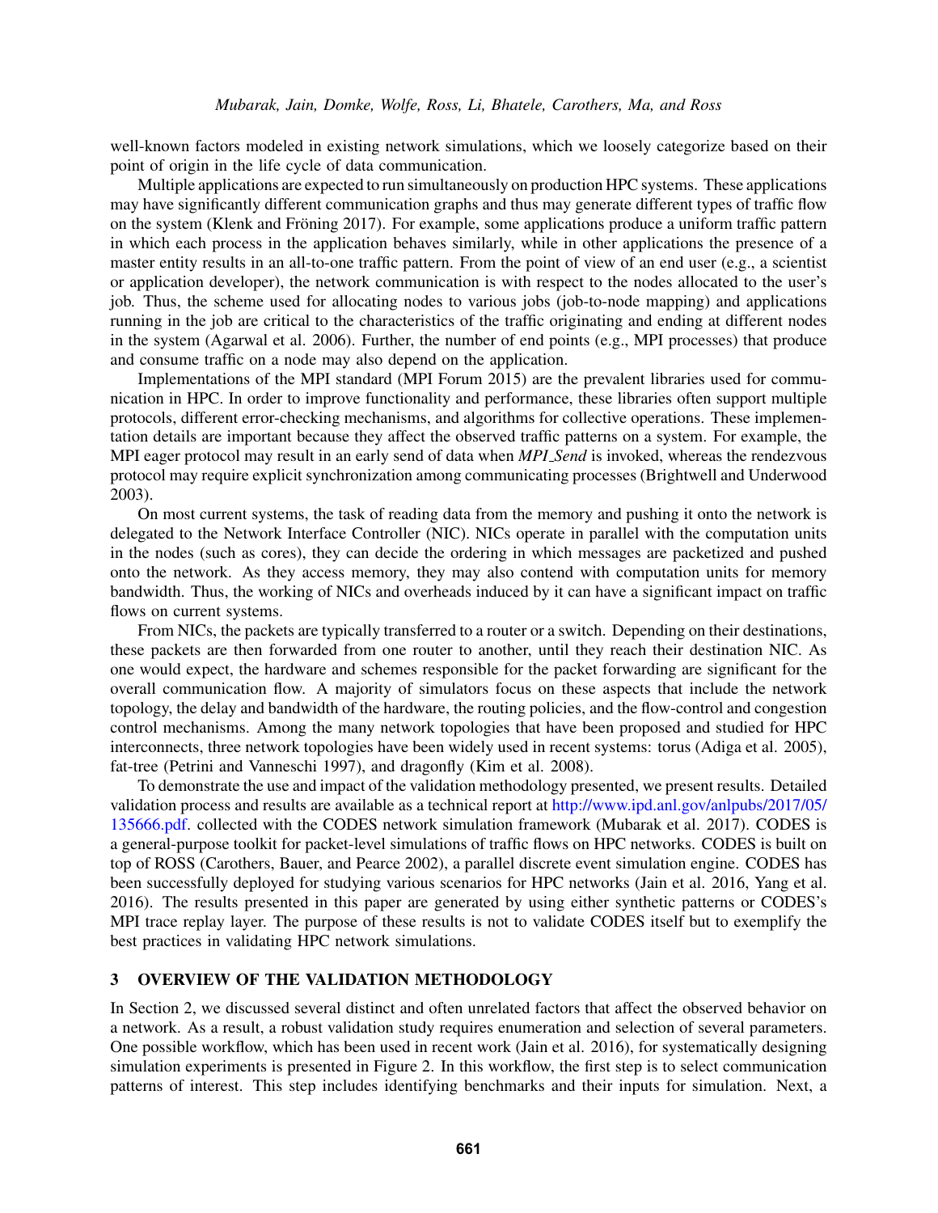well-known factors modeled in existing network simulations, which we loosely categorize based on their point of origin in the life cycle of data communication.

Multiple applications are expected to run simultaneously on production HPC systems. These applications may have significantly different communication graphs and thus may generate different types of traffic flow on the system (Klenk and Fröning 2017). For example, some applications produce a uniform traffic pattern in which each process in the application behaves similarly, while in other applications the presence of a master entity results in an all-to-one traffic pattern. From the point of view of an end user (e.g., a scientist or application developer), the network communication is with respect to the nodes allocated to the user's job. Thus, the scheme used for allocating nodes to various jobs (job-to-node mapping) and applications running in the job are critical to the characteristics of the traffic originating and ending at different nodes in the system (Agarwal et al. 2006). Further, the number of end points (e.g., MPI processes) that produce and consume traffic on a node may also depend on the application.

Implementations of the MPI standard (MPI Forum 2015) are the prevalent libraries used for communication in HPC. In order to improve functionality and performance, these libraries often support multiple protocols, different error-checking mechanisms, and algorithms for collective operations. These implementation details are important because they affect the observed traffic patterns on a system. For example, the MPI eager protocol may result in an early send of data when *MPI_Send* is invoked, whereas the rendezvous protocol may require explicit synchronization among communicating processes (Brightwell and Underwood 2003).

On most current systems, the task of reading data from the memory and pushing it onto the network is delegated to the Network Interface Controller (NIC). NICs operate in parallel with the computation units in the nodes (such as cores), they can decide the ordering in which messages are packetized and pushed onto the network. As they access memory, they may also contend with computation units for memory bandwidth. Thus, the working of NICs and overheads induced by it can have a significant impact on traffic flows on current systems.

From NICs, the packets are typically transferred to a router or a switch. Depending on their destinations, these packets are then forwarded from one router to another, until they reach their destination NIC. As one would expect, the hardware and schemes responsible for the packet forwarding are significant for the overall communication flow. A majority of simulators focus on these aspects that include the network topology, the delay and bandwidth of the hardware, the routing policies, and the flow-control and congestion control mechanisms. Among the many network topologies that have been proposed and studied for HPC interconnects, three network topologies have been widely used in recent systems: torus (Adiga et al. 2005), fat-tree (Petrini and Vanneschi 1997), and dragonfly (Kim et al. 2008).

To demonstrate the use and impact of the validation methodology presented, we present results. Detailed validation process and results are available as a technical report at http://www.ipd.anl.gov/anlpubs/2017/05/135666.pdf. collected with the CODES network simulation framework (Mubarak et al. 2017). CODES is a general-purpose toolkit for packet-level simulations of traffic flows on HPC networks. CODES is built on top of ROSS (Carothers, Bauer, and Pearce 2002), a parallel discrete event simulation engine. CODES has been successfully deployed for studying various scenarios for HPC networks (Jain et al. 2016, Yang et al. 2016). The results presented in this paper are generated by using either synthetic patterns or CODES's MPI trace replay layer. The purpose of these results is not to validate CODES itself but to exemplify the best practices in validating HPC network simulations.

## 3 OVERVIEW OF THE VALIDATION METHODOLOGY

In Section 2, we discussed several distinct and often unrelated factors that affect the observed behavior on a network. As a result, a robust validation study requires enumeration and selection of several parameters. One possible workflow, which has been used in recent work (Jain et al. 2016), for systematically designing simulation experiments is presented in Figure 2. In this workflow, the first step is to select communication patterns of interest. This step includes identifying benchmarks and their inputs for simulation. Next, a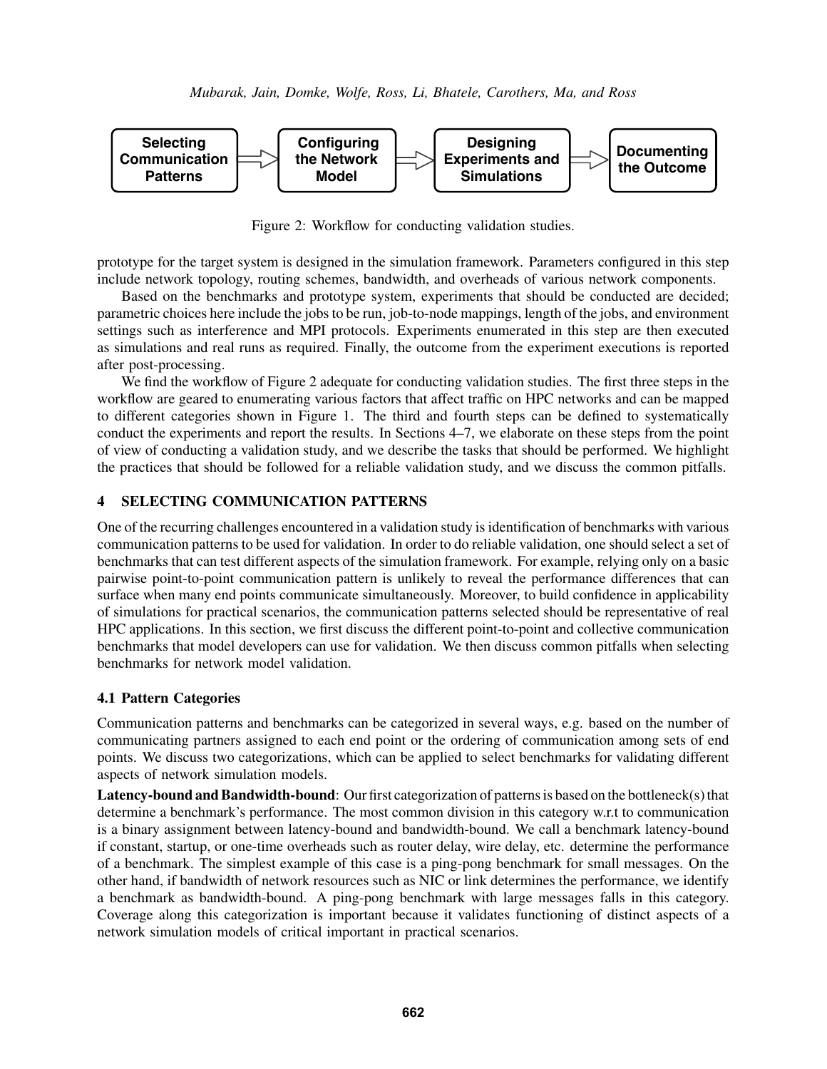Selecting Communication Patterns → Configuring the Network Model → Designing Experiments and Simulations → Documenting the Outcome

Figure 2: Workflow for conducting validation studies.

prototype for the target system is designed in the simulation framework. Parameters configured in this step include network topology, routing schemes, bandwidth, and overheads of various network components.

Based on the benchmarks and prototype system, experiments that should be conducted are decided; parametric choices here include the jobs to be run, job-to-node mappings, length of the jobs, and environment settings such as interference and MPI protocols. Experiments enumerated in this step are then executed as simulations and real runs as required. Finally, the outcome from the experiment executions is reported after post-processing.

We find the workflow of Figure 2 adequate for conducting validation studies. The first three steps in the workflow are geared to enumerating various factors that affect traffic on HPC networks and can be mapped to different categories shown in Figure 1. The third and fourth steps can be defined to systematically conduct the experiments and report the results. In Sections 4–7, we elaborate on these steps from the point of view of conducting a validation study, and we describe the tasks that should be performed. We highlight the practices that should be followed for a reliable validation study, and we discuss the common pitfalls.

## 4 SELECTING COMMUNICATION PATTERNS

One of the recurring challenges encountered in a validation study is identification of benchmarks with various communication patterns to be used for validation. In order to do reliable validation, one should select a set of benchmarks that can test different aspects of the simulation framework. For example, relying only on a basic pairwise point-to-point communication pattern is unlikely to reveal the performance differences that can surface when many end points communicate simultaneously. Moreover, to build confidence in applicability of simulations for practical scenarios, the communication patterns selected should be representative of real HPC applications. In this section, we first discuss the different point-to-point and collective communication benchmarks that model developers can use for validation. We then discuss common pitfalls when selecting benchmarks for network model validation.

### 4.1 Pattern Categories

Communication patterns and benchmarks can be categorized in several ways, e.g. based on the number of communicating partners assigned to each end point or the ordering of communication among sets of end points. We discuss two categorizations, which can be applied to select benchmarks for validating different aspects of network simulation models.

**Latency-bound and Bandwidth-bound**: Our first categorization of patterns is based on the bottleneck(s) that determine a benchmark's performance. The most common division in this category w.r.t to communication is a binary assignment between latency-bound and bandwidth-bound. We call a benchmark latency-bound if constant, startup, or one-time overheads such as router delay, wire delay, etc. determine the performance of a benchmark. The simplest example of this case is a ping-pong benchmark for small messages. On the other hand, if bandwidth of network resources such as NIC or link determines the performance, we identify a benchmark as bandwidth-bound. A ping-pong benchmark with large messages falls in this category. Coverage along this categorization is important because it validates functioning of distinct aspects of a network simulation models of critical important in practical scenarios.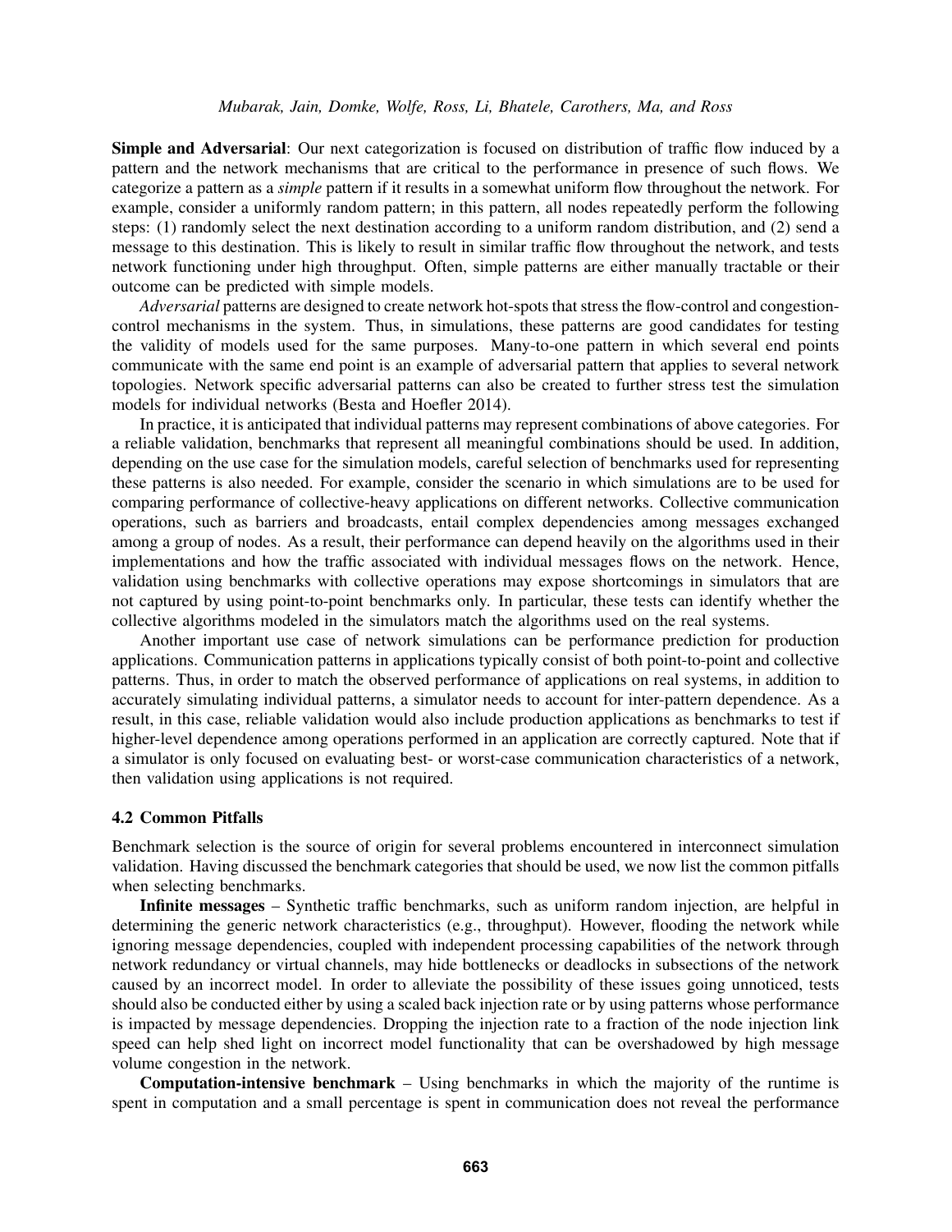**Simple and Adversarial**: Our next categorization is focused on distribution of traffic flow induced by a pattern and the network mechanisms that are critical to the performance in presence of such flows. We categorize a pattern as a *simple* pattern if it results in a somewhat uniform flow throughout the network. For example, consider a uniformly random pattern; in this pattern, all nodes repeatedly perform the following steps: (1) randomly select the next destination according to a uniform random distribution, and (2) send a message to this destination. This is likely to result in similar traffic flow throughout the network, and tests network functioning under high throughput. Often, simple patterns are either manually tractable or their outcome can be predicted with simple models.

*Adversarial* patterns are designed to create network hot-spots that stress the flow-control and congestion-control mechanisms in the system. Thus, in simulations, these patterns are good candidates for testing the validity of models used for the same purposes. Many-to-one pattern in which several end points communicate with the same end point is an example of adversarial pattern that applies to several network topologies. Network specific adversarial patterns can also be created to further stress test the simulation models for individual networks (Besta and Hoefler 2014).

In practice, it is anticipated that individual patterns may represent combinations of above categories. For a reliable validation, benchmarks that represent all meaningful combinations should be used. In addition, depending on the use case for the simulation models, careful selection of benchmarks used for representing these patterns is also needed. For example, consider the scenario in which simulations are to be used for comparing performance of collective-heavy applications on different networks. Collective communication operations, such as barriers and broadcasts, entail complex dependencies among messages exchanged among a group of nodes. As a result, their performance can depend heavily on the algorithms used in their implementations and how the traffic associated with individual messages flows on the network. Hence, validation using benchmarks with collective operations may expose shortcomings in simulators that are not captured by using point-to-point benchmarks only. In particular, these tests can identify whether the collective algorithms modeled in the simulators match the algorithms used on the real systems.

Another important use case of network simulations can be performance prediction for production applications. Communication patterns in applications typically consist of both point-to-point and collective patterns. Thus, in order to match the observed performance of applications on real systems, in addition to accurately simulating individual patterns, a simulator needs to account for inter-pattern dependence. As a result, in this case, reliable validation would also include production applications as benchmarks to test if higher-level dependence among operations performed in an application are correctly captured. Note that if a simulator is only focused on evaluating best- or worst-case communication characteristics of a network, then validation using applications is not required.

### 4.2 Common Pitfalls

Benchmark selection is the source of origin for several problems encountered in interconnect simulation validation. Having discussed the benchmark categories that should be used, we now list the common pitfalls when selecting benchmarks.

**Infinite messages** – Synthetic traffic benchmarks, such as uniform random injection, are helpful in determining the generic network characteristics (e.g., throughput). However, flooding the network while ignoring message dependencies, coupled with independent processing capabilities of the network through network redundancy or virtual channels, may hide bottlenecks or deadlocks in subsections of the network caused by an incorrect model. In order to alleviate the possibility of these issues going unnoticed, tests should also be conducted either by using a scaled back injection rate or by using patterns whose performance is impacted by message dependencies. Dropping the injection rate to a fraction of the node injection link speed can help shed light on incorrect model functionality that can be overshadowed by high message volume congestion in the network.

**Computation-intensive benchmark** – Using benchmarks in which the majority of the runtime is spent in computation and a small percentage is spent in communication does not reveal the performance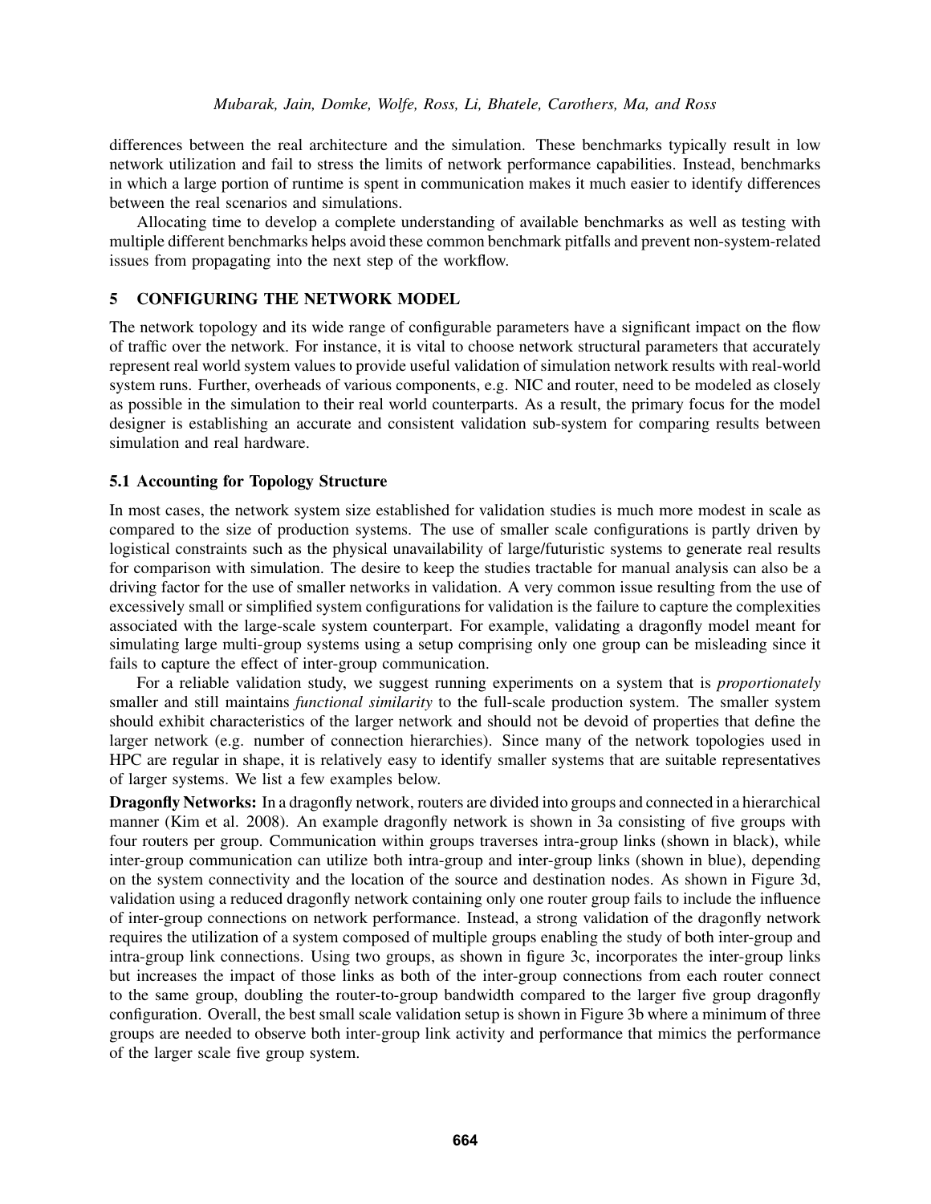differences between the real architecture and the simulation. These benchmarks typically result in low network utilization and fail to stress the limits of network performance capabilities. Instead, benchmarks in which a large portion of runtime is spent in communication makes it much easier to identify differences between the real scenarios and simulations.

Allocating time to develop a complete understanding of available benchmarks as well as testing with multiple different benchmarks helps avoid these common benchmark pitfalls and prevent non-system-related issues from propagating into the next step of the workflow.

## 5 CONFIGURING THE NETWORK MODEL

The network topology and its wide range of configurable parameters have a significant impact on the flow of traffic over the network. For instance, it is vital to choose network structural parameters that accurately represent real world system values to provide useful validation of simulation network results with real-world system runs. Further, overheads of various components, e.g. NIC and router, need to be modeled as closely as possible in the simulation to their real world counterparts. As a result, the primary focus for the model designer is establishing an accurate and consistent validation sub-system for comparing results between simulation and real hardware.

### 5.1 Accounting for Topology Structure

In most cases, the network system size established for validation studies is much more modest in scale as compared to the size of production systems. The use of smaller scale configurations is partly driven by logistical constraints such as the physical unavailability of large/futuristic systems to generate real results for comparison with simulation. The desire to keep the studies tractable for manual analysis can also be a driving factor for the use of smaller networks in validation. A very common issue resulting from the use of excessively small or simplified system configurations for validation is the failure to capture the complexities associated with the large-scale system counterpart. For example, validating a dragonfly model meant for simulating large multi-group systems using a setup comprising only one group can be misleading since it fails to capture the effect of inter-group communication.

For a reliable validation study, we suggest running experiments on a system that is *proportionately* smaller and still maintains *functional similarity* to the full-scale production system. The smaller system should exhibit characteristics of the larger network and should not be devoid of properties that define the larger network (e.g. number of connection hierarchies). Since many of the network topologies used in HPC are regular in shape, it is relatively easy to identify smaller systems that are suitable representatives of larger systems. We list a few examples below.

**Dragonfly Networks:** In a dragonfly network, routers are divided into groups and connected in a hierarchical manner (Kim et al. 2008). An example dragonfly network is shown in 3a consisting of five groups with four routers per group. Communication within groups traverses intra-group links (shown in black), while inter-group communication can utilize both intra-group and inter-group links (shown in blue), depending on the system connectivity and the location of the source and destination nodes. As shown in Figure 3d, validation using a reduced dragonfly network containing only one router group fails to include the influence of inter-group connections on network performance. Instead, a strong validation of the dragonfly network requires the utilization of a system composed of multiple groups enabling the study of both inter-group and intra-group link connections. Using two groups, as shown in figure 3c, incorporates the inter-group links but increases the impact of those links as both of the inter-group connections from each router connect to the same group, doubling the router-to-group bandwidth compared to the larger five group dragonfly configuration. Overall, the best small scale validation setup is shown in Figure 3b where a minimum of three groups are needed to observe both inter-group link activity and performance that mimics the performance of the larger scale five group system.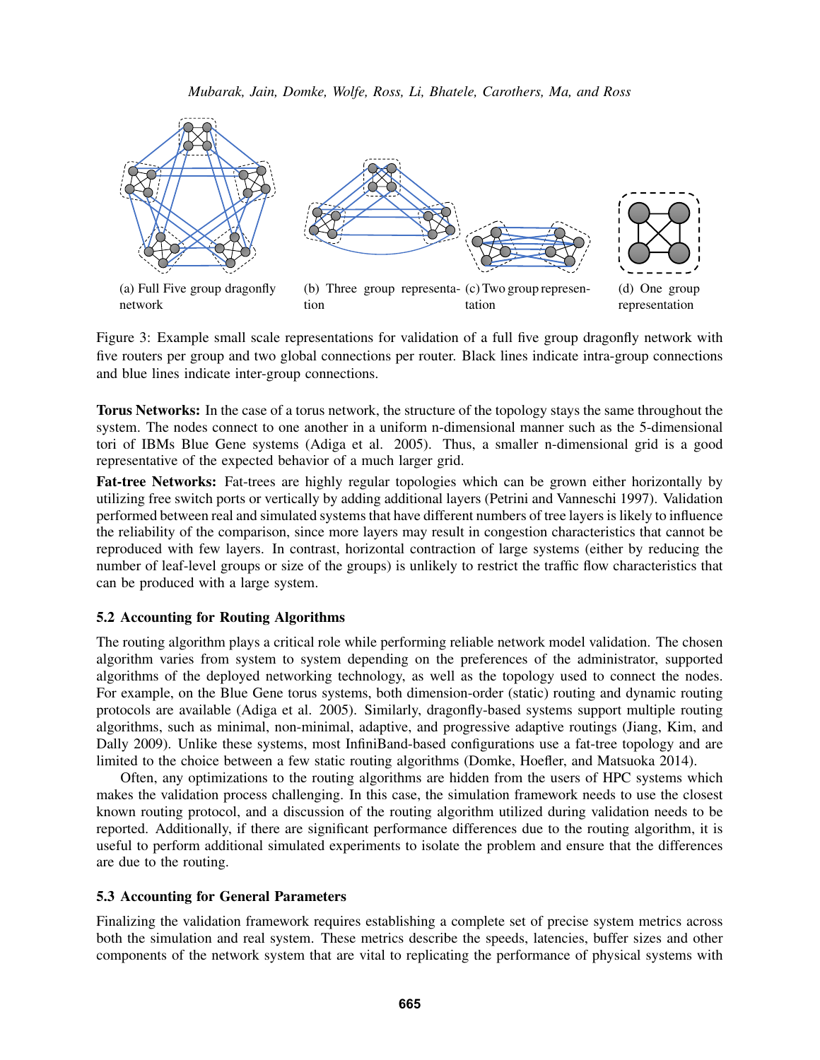(a) Full Five group dragonfly network

(b) Three group representation

(c) Two group representation

(d) One group representation

Figure 3: Example small scale representations for validation of a full five group dragonfly network with five routers per group and two global connections per router. Black lines indicate intra-group connections and blue lines indicate inter-group connections.

**Torus Networks:** In the case of a torus network, the structure of the topology stays the same throughout the system. The nodes connect to one another in a uniform n-dimensional manner such as the 5-dimensional tori of IBMs Blue Gene systems (Adiga et al. 2005). Thus, a smaller n-dimensional grid is a good representative of the expected behavior of a much larger grid.

**Fat-tree Networks:** Fat-trees are highly regular topologies which can be grown either horizontally by utilizing free switch ports or vertically by adding additional layers (Petrini and Vanneschi 1997). Validation performed between real and simulated systems that have different numbers of tree layers is likely to influence the reliability of the comparison, since more layers may result in congestion characteristics that cannot be reproduced with few layers. In contrast, horizontal contraction of large systems (either by reducing the number of leaf-level groups or size of the groups) is unlikely to restrict the traffic flow characteristics that can be produced with a large system.

### 5.2 Accounting for Routing Algorithms

The routing algorithm plays a critical role while performing reliable network model validation. The chosen algorithm varies from system to system depending on the preferences of the administrator, supported algorithms of the deployed networking technology, as well as the topology used to connect the nodes. For example, on the Blue Gene torus systems, both dimension-order (static) routing and dynamic routing protocols are available (Adiga et al. 2005). Similarly, dragonfly-based systems support multiple routing algorithms, such as minimal, non-minimal, adaptive, and progressive adaptive routings (Jiang, Kim, and Dally 2009). Unlike these systems, most InfiniBand-based configurations use a fat-tree topology and are limited to the choice between a few static routing algorithms (Domke, Hoefler, and Matsuoka 2014).

Often, any optimizations to the routing algorithms are hidden from the users of HPC systems which makes the validation process challenging. In this case, the simulation framework needs to use the closest known routing protocol, and a discussion of the routing algorithm utilized during validation needs to be reported. Additionally, if there are significant performance differences due to the routing algorithm, it is useful to perform additional simulated experiments to isolate the problem and ensure that the differences are due to the routing.

### 5.3 Accounting for General Parameters

Finalizing the validation framework requires establishing a complete set of precise system metrics across both the simulation and real system. These metrics describe the speeds, latencies, buffer sizes and other components of the network system that are vital to replicating the performance of physical systems with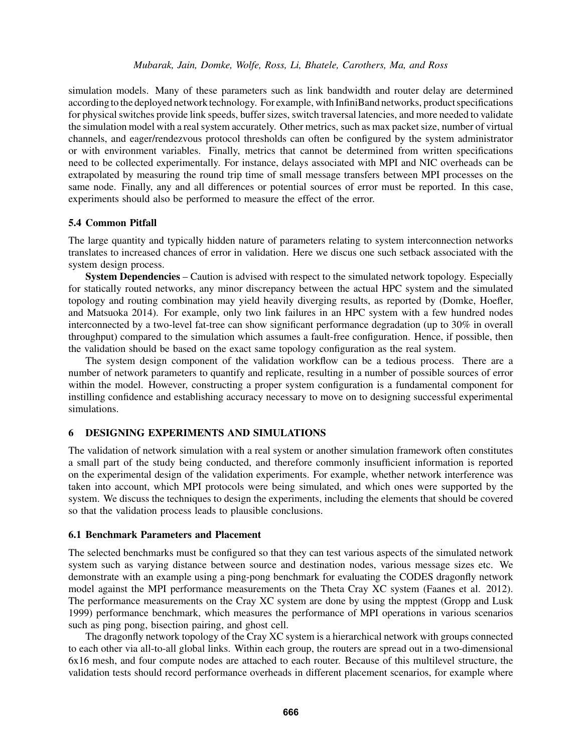simulation models. Many of these parameters such as link bandwidth and router delay are determined according to the deployed network technology. For example, with InfiniBand networks, product specifications for physical switches provide link speeds, buffer sizes, switch traversal latencies, and more needed to validate the simulation model with a real system accurately. Other metrics, such as max packet size, number of virtual channels, and eager/rendezvous protocol thresholds can often be configured by the system administrator or with environment variables. Finally, metrics that cannot be determined from written specifications need to be collected experimentally. For instance, delays associated with MPI and NIC overheads can be extrapolated by measuring the round trip time of small message transfers between MPI processes on the same node. Finally, any and all differences or potential sources of error must be reported. In this case, experiments should also be performed to measure the effect of the error.

### 5.4 Common Pitfall

The large quantity and typically hidden nature of parameters relating to system interconnection networks translates to increased chances of error in validation. Here we discus one such setback associated with the system design process.

**System Dependencies** – Caution is advised with respect to the simulated network topology. Especially for statically routed networks, any minor discrepancy between the actual HPC system and the simulated topology and routing combination may yield heavily diverging results, as reported by (Domke, Hoefler, and Matsuoka 2014). For example, only two link failures in an HPC system with a few hundred nodes interconnected by a two-level fat-tree can show significant performance degradation (up to 30% in overall throughput) compared to the simulation which assumes a fault-free configuration. Hence, if possible, then the validation should be based on the exact same topology configuration as the real system.

The system design component of the validation workflow can be a tedious process. There are a number of network parameters to quantify and replicate, resulting in a number of possible sources of error within the model. However, constructing a proper system configuration is a fundamental component for instilling confidence and establishing accuracy necessary to move on to designing successful experimental simulations.

## 6 DESIGNING EXPERIMENTS AND SIMULATIONS

The validation of network simulation with a real system or another simulation framework often constitutes a small part of the study being conducted, and therefore commonly insufficient information is reported on the experimental design of the validation experiments. For example, whether network interference was taken into account, which MPI protocols were being simulated, and which ones were supported by the system. We discuss the techniques to design the experiments, including the elements that should be covered so that the validation process leads to plausible conclusions.

### 6.1 Benchmark Parameters and Placement

The selected benchmarks must be configured so that they can test various aspects of the simulated network system such as varying distance between source and destination nodes, various message sizes etc. We demonstrate with an example using a ping-pong benchmark for evaluating the CODES dragonfly network model against the MPI performance measurements on the Theta Cray XC system (Faanes et al. 2012). The performance measurements on the Cray XC system are done by using the mpptest (Gropp and Lusk 1999) performance benchmark, which measures the performance of MPI operations in various scenarios such as ping pong, bisection pairing, and ghost cell.

The dragonfly network topology of the Cray XC system is a hierarchical network with groups connected to each other via all-to-all global links. Within each group, the routers are spread out in a two-dimensional 6x16 mesh, and four compute nodes are attached to each router. Because of this multilevel structure, the validation tests should record performance overheads in different placement scenarios, for example where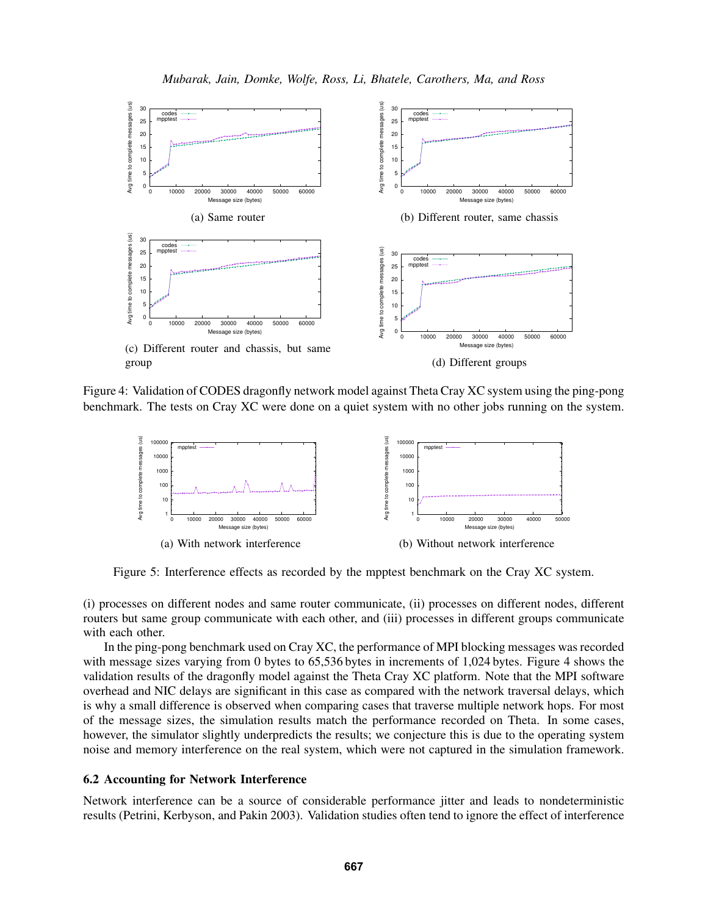(a) Same router

(b) Different router, same chassis

(c) Different router and chassis, but same group

(d) Different groups

Figure 4: Validation of CODES dragonfly network model against Theta Cray XC system using the ping-pong benchmark. The tests on Cray XC were done on a quiet system with no other jobs running on the system.

(a) With network interference

(b) Without network interference

Figure 5: Interference effects as recorded by the mpptest benchmark on the Cray XC system.

(i) processes on different nodes and same router communicate, (ii) processes on different nodes, different routers but same group communicate with each other, and (iii) processes in different groups communicate with each other.

In the ping-pong benchmark used on Cray XC, the performance of MPI blocking messages was recorded with message sizes varying from 0 bytes to 65,536 bytes in increments of 1,024 bytes. Figure 4 shows the validation results of the dragonfly model against the Theta Cray XC platform. Note that the MPI software overhead and NIC delays are significant in this case as compared with the network traversal delays, which is why a small difference is observed when comparing cases that traverse multiple network hops. For most of the message sizes, the simulation results match the performance recorded on Theta. In some cases, however, the simulator slightly underpredicts the results; we conjecture this is due to the operating system noise and memory interference on the real system, which were not captured in the simulation framework.

### 6.2 Accounting for Network Interference

Network interference can be a source of considerable performance jitter and leads to nondeterministic results (Petrini, Kerbyson, and Pakin 2003). Validation studies often tend to ignore the effect of interference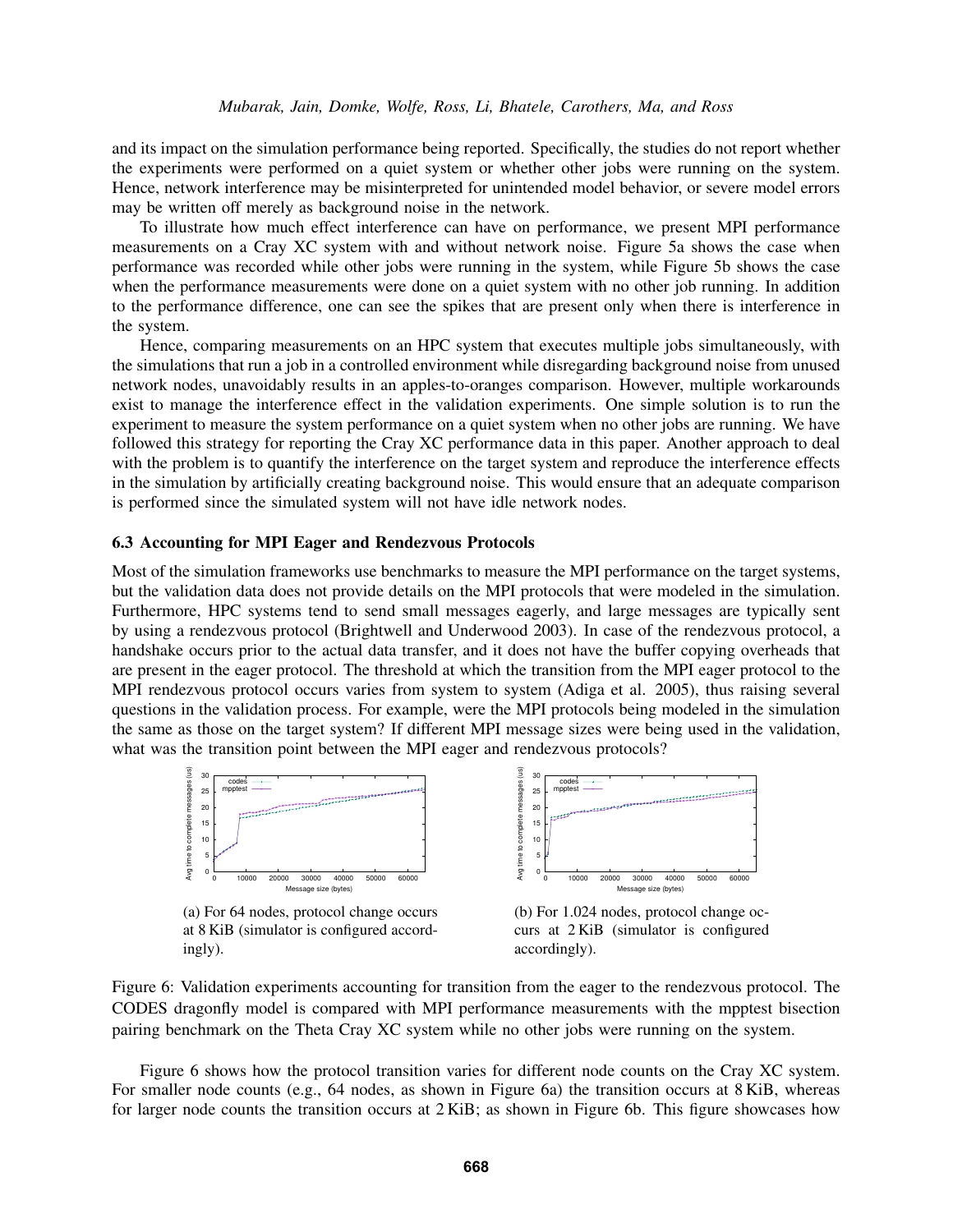and its impact on the simulation performance being reported. Specifically, the studies do not report whether the experiments were performed on a quiet system or whether other jobs were running on the system. Hence, network interference may be misinterpreted for unintended model behavior, or severe model errors may be written off merely as background noise in the network.

To illustrate how much effect interference can have on performance, we present MPI performance measurements on a Cray XC system with and without network noise. Figure 5a shows the case when performance was recorded while other jobs were running in the system, while Figure 5b shows the case when the performance measurements were done on a quiet system with no other job running. In addition to the performance difference, one can see the spikes that are present only when there is interference in the system.

Hence, comparing measurements on an HPC system that executes multiple jobs simultaneously, with the simulations that run a job in a controlled environment while disregarding background noise from unused network nodes, unavoidably results in an apples-to-oranges comparison. However, multiple workarounds exist to manage the interference effect in the validation experiments. One simple solution is to run the experiment to measure the system performance on a quiet system when no other jobs are running. We have followed this strategy for reporting the Cray XC performance data in this paper. Another approach to deal with the problem is to quantify the interference on the target system and reproduce the interference effects in the simulation by artificially creating background noise. This would ensure that an adequate comparison is performed since the simulated system will not have idle network nodes.

### 6.3 Accounting for MPI Eager and Rendezvous Protocols

Most of the simulation frameworks use benchmarks to measure the MPI performance on the target systems, but the validation data does not provide details on the MPI protocols that were modeled in the simulation. Furthermore, HPC systems tend to send small messages eagerly, and large messages are typically sent by using a rendezvous protocol (Brightwell and Underwood 2003). In case of the rendezvous protocol, a handshake occurs prior to the actual data transfer, and it does not have the buffer copying overheads that are present in the eager protocol. The threshold at which the transition from the MPI eager protocol to the MPI rendezvous protocol occurs varies from system to system (Adiga et al. 2005), thus raising several questions in the validation process. For example, were the MPI protocols being modeled in the simulation the same as those on the target system? If different MPI message sizes were being used in the validation, what was the transition point between the MPI eager and rendezvous protocols?

Avg time to complete messages (us)
codes
mpptest
Message size (bytes)
0 10000 20000 30000 40000 50000 60000
0 5 10 15 20 25 30

(a) For 64 nodes, protocol change occurs at 8 KiB (simulator is configured accordingly).

Avg time to complete messages (us)
codes
mpptest
Message size (bytes)
0 10000 20000 30000 40000 50000 60000
0 5 10 15 20 25 30

(b) For 1,024 nodes, protocol change occurs at 2 KiB (simulator is configured accordingly).

Figure 6: Validation experiments accounting for transition from the eager to the rendezvous protocol. The CODES dragonfly model is compared with MPI performance measurements with the mpptest bisection pairing benchmark on the Theta Cray XC system while no other jobs were running on the system.

Figure 6 shows how the protocol transition varies for different node counts on the Cray XC system. For smaller node counts (e.g., 64 nodes, as shown in Figure 6a) the transition occurs at 8 KiB, whereas for larger node counts the transition occurs at 2 KiB; as shown in Figure 6b. This figure showcases how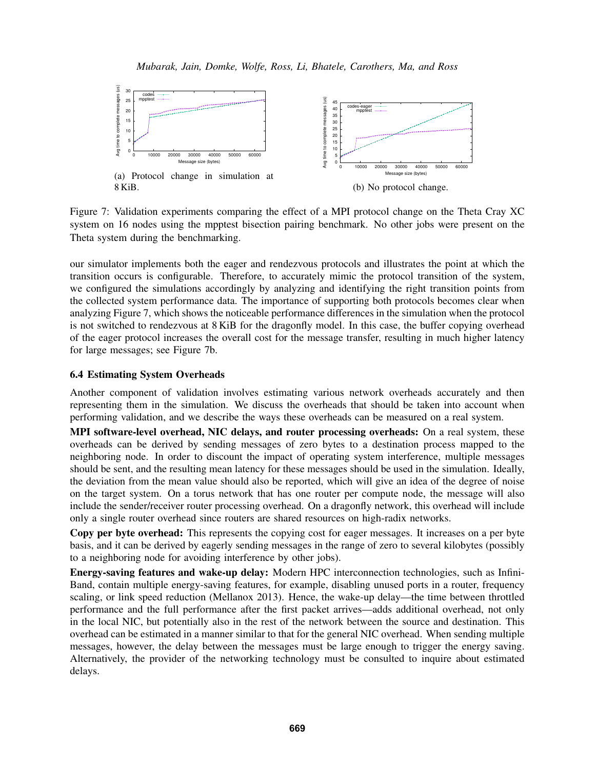Avg time to complete messages (us)
30
25
20
15
10
5
0
codes
mpptest
0 10000 20000 30000 40000 50000 60000
Message size (bytes)

(a) Protocol change in simulation at 8 KiB.

Avg time to complete messages (us)
45
40
35
30
25
20
15
10
5
0
codes-eager
mpptest
0 10000 20000 30000 40000 50000 60000
Message size (bytes)

(b) No protocol change.

Figure 7: Validation experiments comparing the effect of a MPI protocol change on the Theta Cray XC system on 16 nodes using the mpptest bisection pairing benchmark. No other jobs were present on the Theta system during the benchmarking.

our simulator implements both the eager and rendezvous protocols and illustrates the point at which the transition occurs is configurable. Therefore, to accurately mimic the protocol transition of the system, we configured the simulations accordingly by analyzing and identifying the right transition points from the collected system performance data. The importance of supporting both protocols becomes clear when analyzing Figure 7, which shows the noticeable performance differences in the simulation when the protocol is not switched to rendezvous at 8 KiB for the dragonfly model. In this case, the buffer copying overhead of the eager protocol increases the overall cost for the message transfer, resulting in much higher latency for large messages; see Figure 7b.

### 6.4 Estimating System Overheads

Another component of validation involves estimating various network overheads accurately and then representing them in the simulation. We discuss the overheads that should be taken into account when performing validation, and we describe the ways these overheads can be measured on a real system.

**MPI software-level overhead, NIC delays, and router processing overheads:** On a real system, these overheads can be derived by sending messages of zero bytes to a destination process mapped to the neighboring node. In order to discount the impact of operating system interference, multiple messages should be sent, and the resulting mean latency for these messages should be used in the simulation. Ideally, the deviation from the mean value should also be reported, which will give an idea of the degree of noise on the target system. On a torus network that has one router per compute node, the message will also include the sender/receiver router processing overhead. On a dragonfly network, this overhead will include only a single router overhead since routers are shared resources on high-radix networks.

**Copy per byte overhead:** This represents the copying cost for eager messages. It increases on a per byte basis, and it can be derived by eagerly sending messages in the range of zero to several kilobytes (possibly to a neighboring node for avoiding interference by other jobs).

**Energy-saving features and wake-up delay:** Modern HPC interconnection technologies, such as InfiniBand, contain multiple energy-saving features, for example, disabling unused ports in a router, frequency scaling, or link speed reduction (Mellanox 2013). Hence, the wake-up delay—the time between throttled performance and the full performance after the first packet arrives—adds additional overhead, not only in the local NIC, but potentially also in the rest of the network between the source and destination. This overhead can be estimated in a manner similar to that for the general NIC overhead. When sending multiple messages, however, the delay between the messages must be large enough to trigger the energy saving. Alternatively, the provider of the networking technology must be consulted to inquire about estimated delays.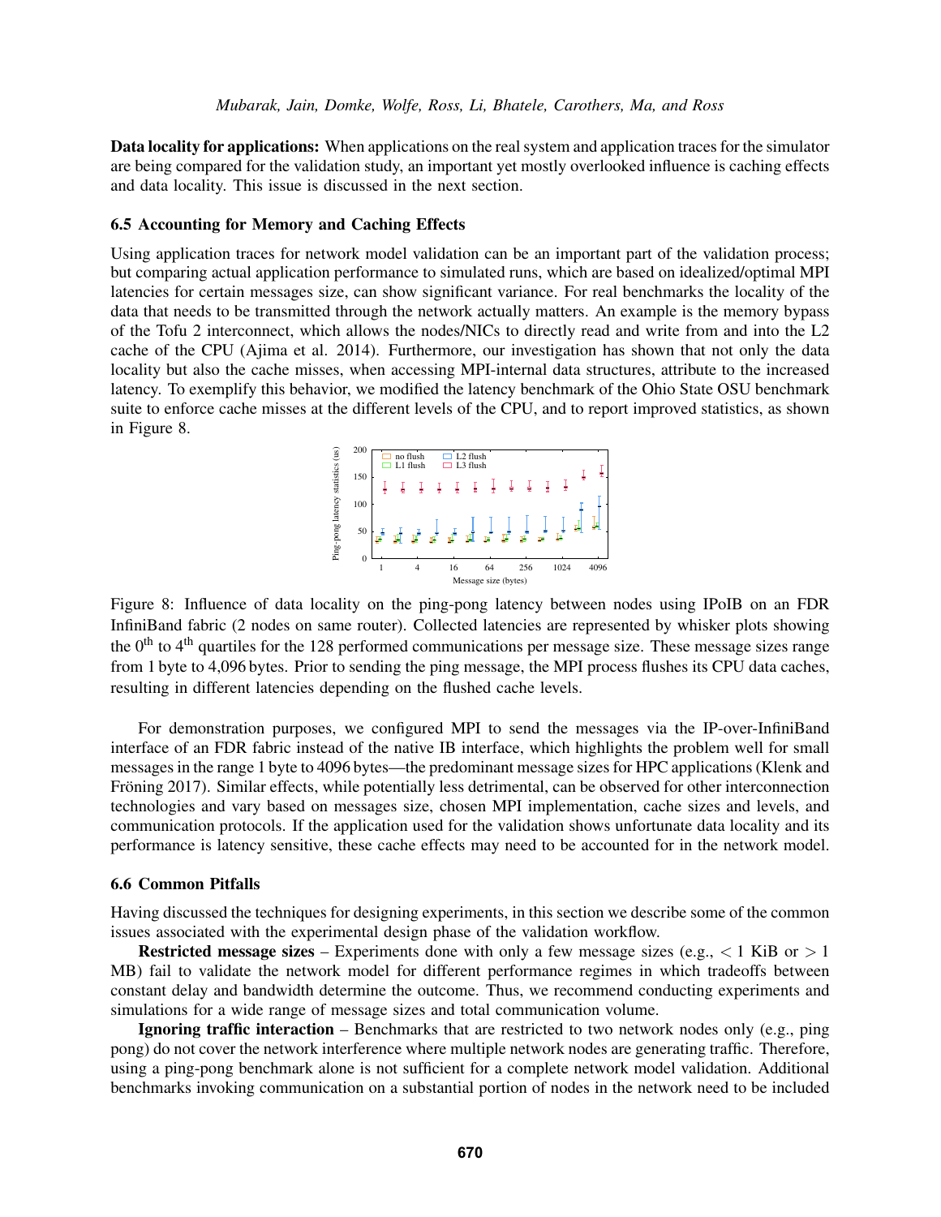**Data locality for applications:** When applications on the real system and application traces for the simulator are being compared for the validation study, an important yet mostly overlooked influence is caching effects and data locality. This issue is discussed in the next section.

### 6.5 Accounting for Memory and Caching Effects

Using application traces for network model validation can be an important part of the validation process; but comparing actual application performance to simulated runs, which are based on idealized/optimal MPI latencies for certain messages size, can show significant variance. For real benchmarks the locality of the data that needs to be transmitted through the network actually matters. An example is the memory bypass of the Tofu 2 interconnect, which allows the nodes/NICs to directly read and write from and into the L2 cache of the CPU (Ajima et al. 2014). Furthermore, our investigation has shown that not only the data locality but also the cache misses, when accessing MPI-internal data structures, attribute to the increased latency. To exemplify this behavior, we modified the latency benchmark of the Ohio State OSU benchmark suite to enforce cache misses at the different levels of the CPU, and to report improved statistics, as shown in Figure 8.

Figure 8: Influence of data locality on the ping-pong latency between nodes using IPoIB on an FDR InfiniBand fabric (2 nodes on same router). Collected latencies are represented by whisker plots showing the 0[th] to 4[th] quartiles for the 128 performed communications per message size. These message sizes range from 1 byte to 4,096 bytes. Prior to sending the ping message, the MPI process flushes its CPU data caches, resulting in different latencies depending on the flushed cache levels.

For demonstration purposes, we configured MPI to send the messages via the IP-over-InfiniBand interface of an FDR fabric instead of the native IB interface, which highlights the problem well for small messages in the range 1 byte to 4096 bytes—the predominant message sizes for HPC applications (Klenk and Fröning 2017). Similar effects, while potentially less detrimental, can be observed for other interconnection technologies and vary based on messages size, chosen MPI implementation, cache sizes and levels, and communication protocols. If the application used for the validation shows unfortunate data locality and its performance is latency sensitive, these cache effects may need to be accounted for in the network model.

### 6.6 Common Pitfalls

Having discussed the techniques for designing experiments, in this section we describe some of the common issues associated with the experimental design phase of the validation workflow.

**Restricted message sizes** – Experiments done with only a few message sizes (e.g., $< 1$ KiB or $> 1$ MB) fail to validate the network model for different performance regimes in which tradeoffs between constant delay and bandwidth determine the outcome. Thus, we recommend conducting experiments and simulations for a wide range of message sizes and total communication volume.

**Ignoring traffic interaction** – Benchmarks that are restricted to two network nodes only (e.g., ping pong) do not cover the network interference where multiple network nodes are generating traffic. Therefore, using a ping-pong benchmark alone is not sufficient for a complete network model validation. Additional benchmarks invoking communication on a substantial portion of nodes in the network need to be included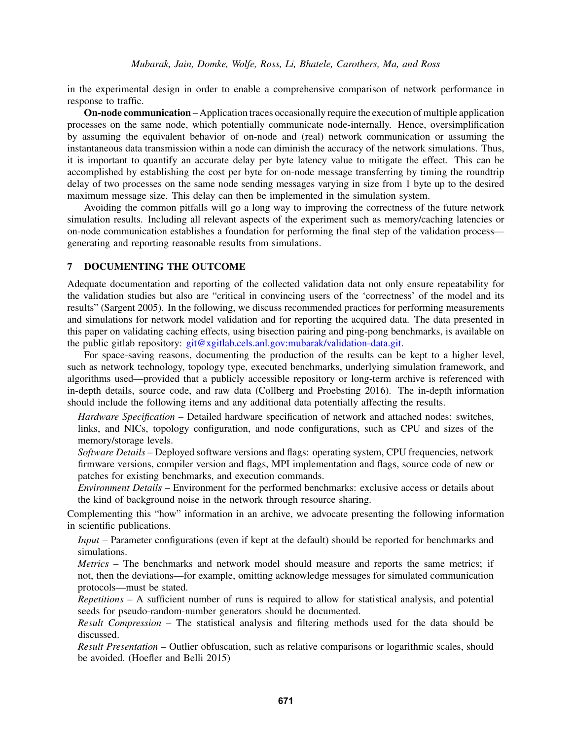in the experimental design in order to enable a comprehensive comparison of network performance in response to traffic.

**On-node communication** – Application traces occasionally require the execution of multiple application processes on the same node, which potentially communicate node-internally. Hence, oversimplification by assuming the equivalent behavior of on-node and (real) network communication or assuming the instantaneous data transmission within a node can diminish the accuracy of the network simulations. Thus, it is important to quantify an accurate delay per byte latency value to mitigate the effect. This can be accomplished by establishing the cost per byte for on-node message transferring by timing the roundtrip delay of two processes on the same node sending messages varying in size from 1 byte up to the desired maximum message size. This delay can then be implemented in the simulation system.

Avoiding the common pitfalls will go a long way to improving the correctness of the future network simulation results. Including all relevant aspects of the experiment such as memory/caching latencies or on-node communication establishes a foundation for performing the final step of the validation process—generating and reporting reasonable results from simulations.

## 7 DOCUMENTING THE OUTCOME

Adequate documentation and reporting of the collected validation data not only ensure repeatability for the validation studies but also are "critical in convincing users of the 'correctness' of the model and its results" (Sargent 2005). In the following, we discuss recommended practices for performing measurements and simulations for network model validation and for reporting the acquired data. The data presented in this paper on validating caching effects, using bisection pairing and ping-pong benchmarks, is available on the public gitlab repository: git@xgitlab.cels.anl.gov:mubarak/validation-data.git.

For space-saving reasons, documenting the production of the results can be kept to a higher level, such as network technology, topology type, executed benchmarks, underlying simulation framework, and algorithms used—provided that a publicly accessible repository or long-term archive is referenced with in-depth details, source code, and raw data (Collberg and Proebsting 2016). The in-depth information should include the following items and any additional data potentially affecting the results.

*Hardware Specification* – Detailed hardware specification of network and attached nodes: switches, links, and NICs, topology configuration, and node configurations, such as CPU and sizes of the memory/storage levels.

*Software Details* – Deployed software versions and flags: operating system, CPU frequencies, network firmware versions, compiler version and flags, MPI implementation and flags, source code of new or patches for existing benchmarks, and execution commands.

*Environment Details* – Environment for the performed benchmarks: exclusive access or details about the kind of background noise in the network through resource sharing.

Complementing this "how" information in an archive, we advocate presenting the following information in scientific publications.

*Input* – Parameter configurations (even if kept at the default) should be reported for benchmarks and simulations.

*Metrics* – The benchmarks and network model should measure and reports the same metrics; if not, then the deviations—for example, omitting acknowledge messages for simulated communication protocols—must be stated.

*Repetitions* – A sufficient number of runs is required to allow for statistical analysis, and potential seeds for pseudo-random-number generators should be documented.

*Result Compression* – The statistical analysis and filtering methods used for the data should be discussed.

*Result Presentation* – Outlier obfuscation, such as relative comparisons or logarithmic scales, should be avoided. (Hoefler and Belli 2015)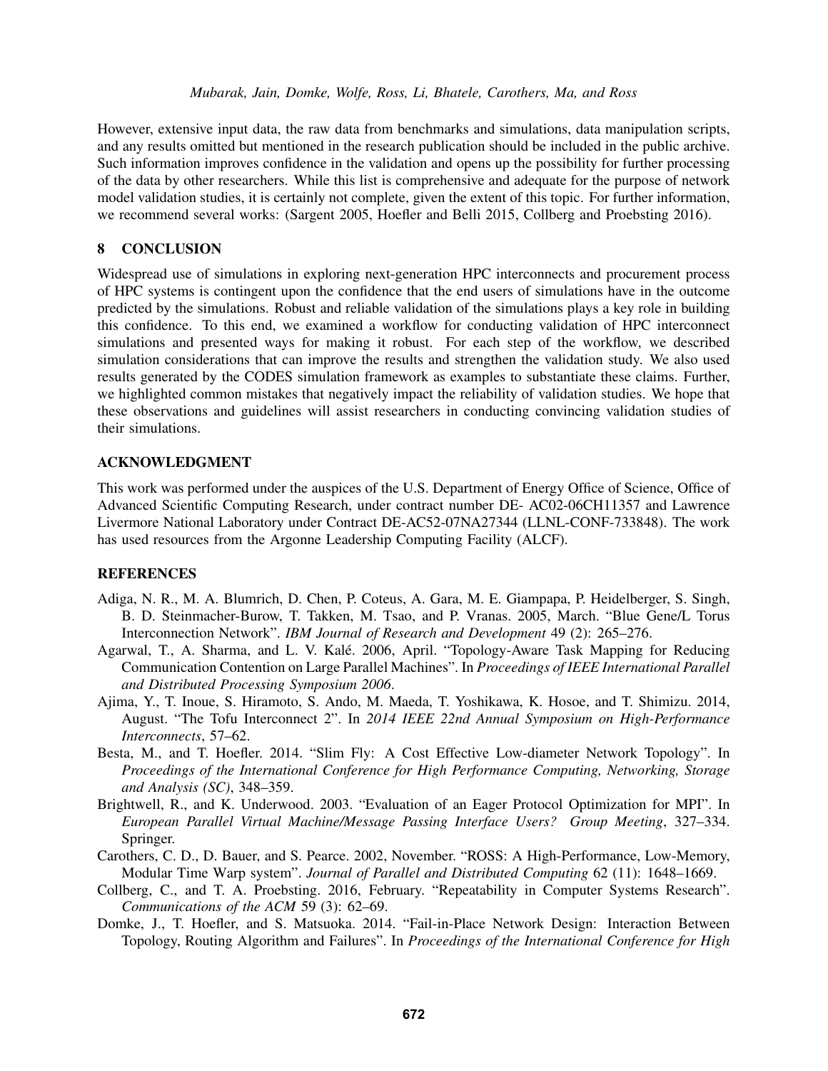However, extensive input data, the raw data from benchmarks and simulations, data manipulation scripts, and any results omitted but mentioned in the research publication should be included in the public archive. Such information improves confidence in the validation and opens up the possibility for further processing of the data by other researchers. While this list is comprehensive and adequate for the purpose of network model validation studies, it is certainly not complete, given the extent of this topic. For further information, we recommend several works: (Sargent 2005, Hoefler and Belli 2015, Collberg and Proebsting 2016).

## 8 CONCLUSION

Widespread use of simulations in exploring next-generation HPC interconnects and procurement process of HPC systems is contingent upon the confidence that the end users of simulations have in the outcome predicted by the simulations. Robust and reliable validation of the simulations plays a key role in building this confidence. To this end, we examined a workflow for conducting validation of HPC interconnect simulations and presented ways for making it robust. For each step of the workflow, we described simulation considerations that can improve the results and strengthen the validation study. We also used results generated by the CODES simulation framework as examples to substantiate these claims. Further, we highlighted common mistakes that negatively impact the reliability of validation studies. We hope that these observations and guidelines will assist researchers in conducting convincing validation studies of their simulations.

## ACKNOWLEDGMENT

This work was performed under the auspices of the U.S. Department of Energy Office of Science, Office of Advanced Scientific Computing Research, under contract number DE- AC02-06CH11357 and Lawrence Livermore National Laboratory under Contract DE-AC52-07NA27344 (LLNL-CONF-733848). The work has used resources from the Argonne Leadership Computing Facility (ALCF).

## REFERENCES

Adiga, N. R., M. A. Blumrich, D. Chen, P. Coteus, A. Gara, M. E. Giampapa, P. Heidelberger, S. Singh, B. D. Steinmacher-Burow, T. Takken, M. Tsao, and P. Vranas. 2005, March. "Blue Gene/L Torus Interconnection Network". *IBM Journal of Research and Development* 49 (2): 265–276.

Agarwal, T., A. Sharma, and L. V. Kalé. 2006, April. "Topology-Aware Task Mapping for Reducing Communication Contention on Large Parallel Machines". In *Proceedings of IEEE International Parallel and Distributed Processing Symposium 2006*.

Ajima, Y., T. Inoue, S. Hiramoto, S. Ando, M. Maeda, T. Yoshikawa, K. Hosoe, and T. Shimizu. 2014, August. "The Tofu Interconnect 2". In *2014 IEEE 22nd Annual Symposium on High-Performance Interconnects*, 57–62.

Besta, M., and T. Hoefler. 2014. "Slim Fly: A Cost Effective Low-diameter Network Topology". In *Proceedings of the International Conference for High Performance Computing, Networking, Storage and Analysis (SC)*, 348–359.

Brightwell, R., and K. Underwood. 2003. "Evaluation of an Eager Protocol Optimization for MPI". In *European Parallel Virtual Machine/Message Passing Interface Users? Group Meeting*, 327–334. Springer.

Carothers, C. D., D. Bauer, and S. Pearce. 2002, November. "ROSS: A High-Performance, Low-Memory, Modular Time Warp system". *Journal of Parallel and Distributed Computing* 62 (11): 1648–1669.

Collberg, C., and T. A. Proebsting. 2016, February. "Repeatability in Computer Systems Research". *Communications of the ACM* 59 (3): 62–69.

Domke, J., T. Hoefler, and S. Matsuoka. 2014. "Fail-in-Place Network Design: Interaction Between Topology, Routing Algorithm and Failures". In *Proceedings of the International Conference for High*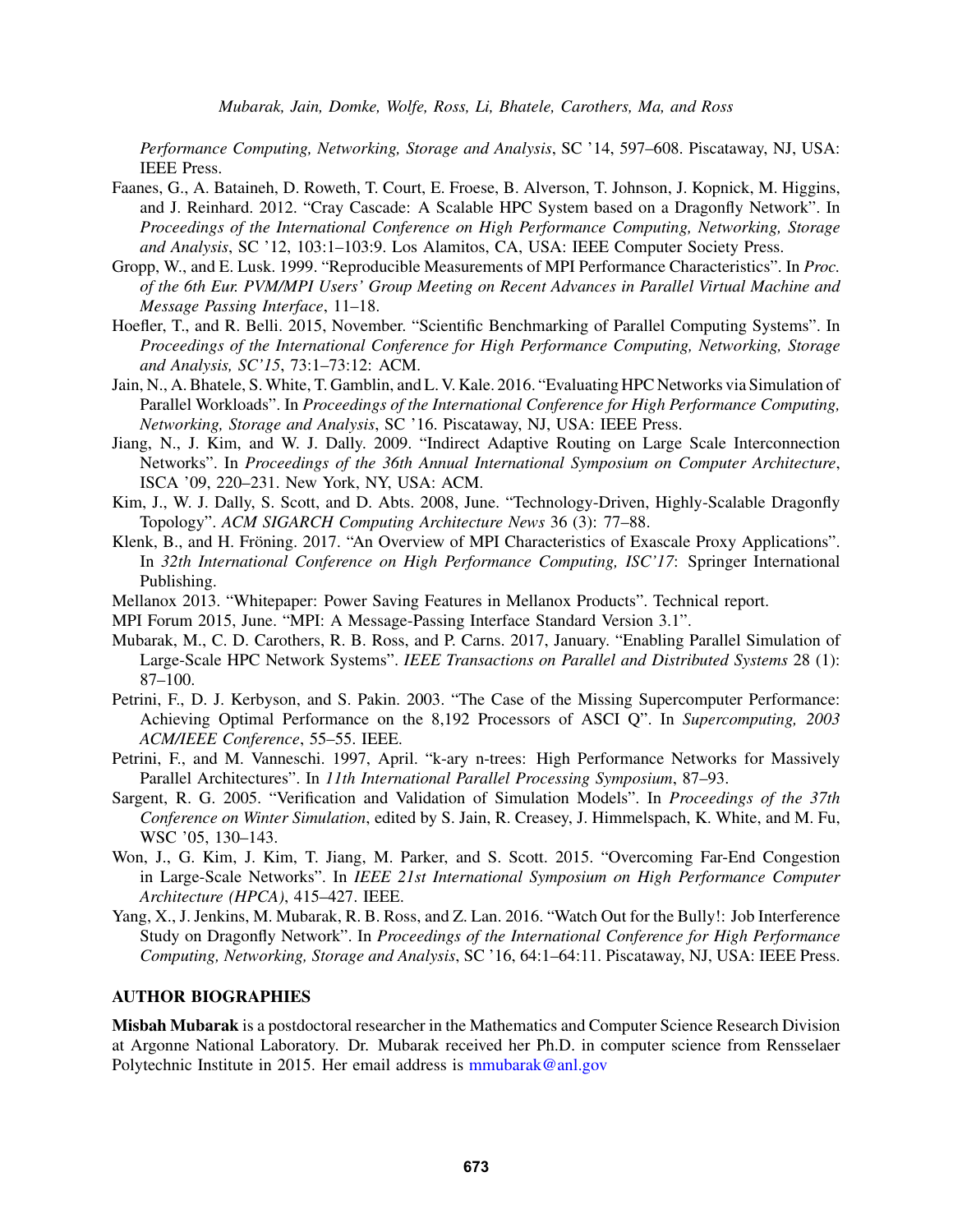*Performance Computing, Networking, Storage and Analysis*, SC '14, 597–608. Piscataway, NJ, USA: IEEE Press.

Faanes, G., A. Bataineh, D. Roweth, T. Court, E. Froese, B. Alverson, T. Johnson, J. Kopnick, M. Higgins, and J. Reinhard. 2012. "Cray Cascade: A Scalable HPC System based on a Dragonfly Network". In *Proceedings of the International Conference on High Performance Computing, Networking, Storage and Analysis*, SC '12, 103:1–103:9. Los Alamitos, CA, USA: IEEE Computer Society Press.

Gropp, W., and E. Lusk. 1999. "Reproducible Measurements of MPI Performance Characteristics". In *Proc. of the 6th Eur. PVM/MPI Users' Group Meeting on Recent Advances in Parallel Virtual Machine and Message Passing Interface*, 11–18.

Hoefler, T., and R. Belli. 2015, November. "Scientific Benchmarking of Parallel Computing Systems". In *Proceedings of the International Conference for High Performance Computing, Networking, Storage and Analysis, SC'15*, 73:1–73:12: ACM.

Jain, N., A. Bhatele, S. White, T. Gamblin, and L. V. Kale. 2016. "Evaluating HPC Networks via Simulation of Parallel Workloads". In *Proceedings of the International Conference for High Performance Computing, Networking, Storage and Analysis*, SC '16. Piscataway, NJ, USA: IEEE Press.

Jiang, N., J. Kim, and W. J. Dally. 2009. "Indirect Adaptive Routing on Large Scale Interconnection Networks". In *Proceedings of the 36th Annual International Symposium on Computer Architecture*, ISCA '09, 220–231. New York, NY, USA: ACM.

Kim, J., W. J. Dally, S. Scott, and D. Abts. 2008, June. "Technology-Driven, Highly-Scalable Dragonfly Topology". *ACM SIGARCH Computing Architecture News* 36 (3): 77–88.

Klenk, B., and H. Fröning. 2017. "An Overview of MPI Characteristics of Exascale Proxy Applications". In *32th International Conference on High Performance Computing, ISC'17*: Springer International Publishing.

Mellanox 2013. "Whitepaper: Power Saving Features in Mellanox Products". Technical report.

MPI Forum 2015, June. "MPI: A Message-Passing Interface Standard Version 3.1".

Mubarak, M., C. D. Carothers, R. B. Ross, and P. Carns. 2017, January. "Enabling Parallel Simulation of Large-Scale HPC Network Systems". *IEEE Transactions on Parallel and Distributed Systems* 28 (1): 87–100.

Petrini, F., D. J. Kerbyson, and S. Pakin. 2003. "The Case of the Missing Supercomputer Performance: Achieving Optimal Performance on the 8,192 Processors of ASCI Q". In *Supercomputing, 2003 ACM/IEEE Conference*, 55–55. IEEE.

Petrini, F., and M. Vanneschi. 1997, April. "k-ary n-trees: High Performance Networks for Massively Parallel Architectures". In *11th International Parallel Processing Symposium*, 87–93.

Sargent, R. G. 2005. "Verification and Validation of Simulation Models". In *Proceedings of the 37th Conference on Winter Simulation*, edited by S. Jain, R. Creasey, J. Himmelspach, K. White, and M. Fu, WSC '05, 130–143.

Won, J., G. Kim, J. Kim, T. Jiang, M. Parker, and S. Scott. 2015. "Overcoming Far-End Congestion in Large-Scale Networks". In *IEEE 21st International Symposium on High Performance Computer Architecture (HPCA)*, 415–427. IEEE.

Yang, X., J. Jenkins, M. Mubarak, R. B. Ross, and Z. Lan. 2016. "Watch Out for the Bully!: Job Interference Study on Dragonfly Network". In *Proceedings of the International Conference for High Performance Computing, Networking, Storage and Analysis*, SC '16, 64:1–64:11. Piscataway, NJ, USA: IEEE Press.

## AUTHOR BIOGRAPHIES

**Misbah Mubarak** is a postdoctoral researcher in the Mathematics and Computer Science Research Division at Argonne National Laboratory. Dr. Mubarak received her Ph.D. in computer science from Rensselaer Polytechnic Institute in 2015. Her email address is mmubarak@anl.gov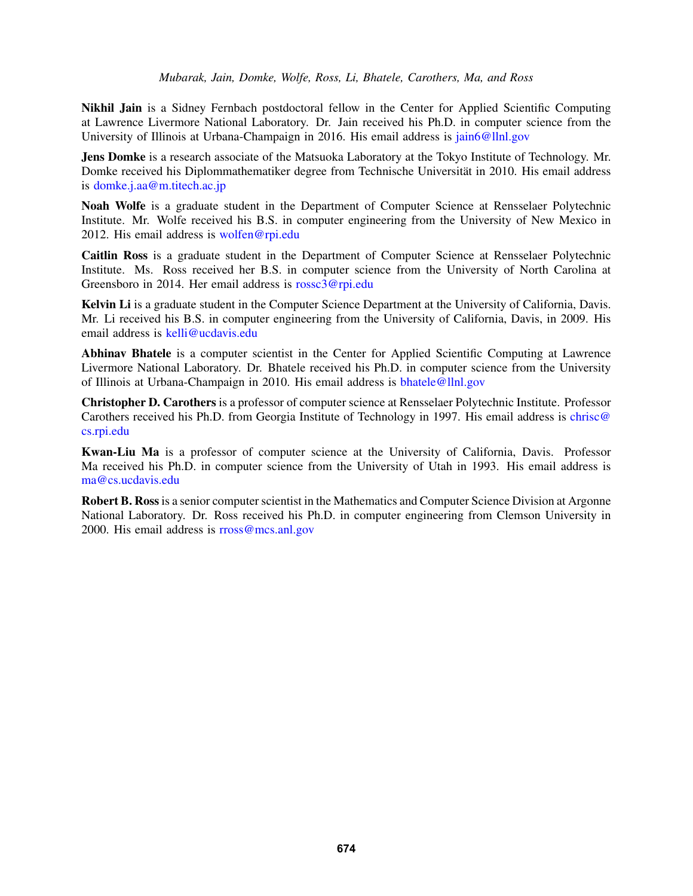**Nikhil Jain** is a Sidney Fernbach postdoctoral fellow in the Center for Applied Scientific Computing at Lawrence Livermore National Laboratory. Dr. Jain received his Ph.D. in computer science from the University of Illinois at Urbana-Champaign in 2016. His email address is jain6@llnl.gov

**Jens Domke** is a research associate of the Matsuoka Laboratory at the Tokyo Institute of Technology. Mr. Domke received his Diplommathematiker degree from Technische Universität in 2010. His email address is domke.j.aa@m.titech.ac.jp

**Noah Wolfe** is a graduate student in the Department of Computer Science at Rensselaer Polytechnic Institute. Mr. Wolfe received his B.S. in computer engineering from the University of New Mexico in 2012. His email address is wolfen@rpi.edu

**Caitlin Ross** is a graduate student in the Department of Computer Science at Rensselaer Polytechnic Institute. Ms. Ross received her B.S. in computer science from the University of North Carolina at Greensboro in 2014. Her email address is rossc3@rpi.edu

**Kelvin Li** is a graduate student in the Computer Science Department at the University of California, Davis. Mr. Li received his B.S. in computer engineering from the University of California, Davis, in 2009. His email address is kelli@ucdavis.edu

**Abhinav Bhatele** is a computer scientist in the Center for Applied Scientific Computing at Lawrence Livermore National Laboratory. Dr. Bhatele received his Ph.D. in computer science from the University of Illinois at Urbana-Champaign in 2010. His email address is bhatele@llnl.gov

**Christopher D. Carothers** is a professor of computer science at Rensselaer Polytechnic Institute. Professor Carothers received his Ph.D. from Georgia Institute of Technology in 1997. His email address is chrisc@cs.rpi.edu

**Kwan-Liu Ma** is a professor of computer science at the University of California, Davis. Professor Ma received his Ph.D. in computer science from the University of Utah in 1993. His email address is ma@cs.ucdavis.edu

**Robert B. Ross** is a senior computer scientist in the Mathematics and Computer Science Division at Argonne National Laboratory. Dr. Ross received his Ph.D. in computer engineering from Clemson University in 2000. His email address is rross@mcs.anl.gov